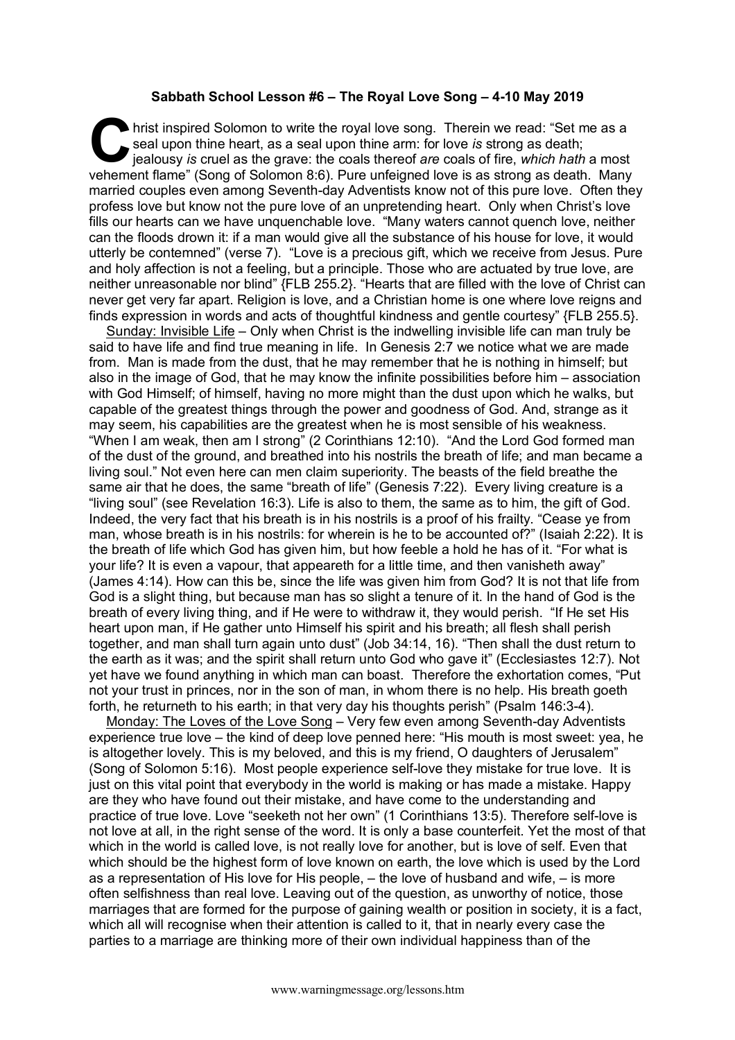**Sabbath School Lesson #6 – The Royal Love Song – 4-10 May 2019**

Christ inspired Solomon to write the royal love song. Therein we read: "Set me as a seal upon thine heart, as a seal upon thine arm: for love *is* strong as death; jealousy *is* cruel as the grave: the coals thereof *are* coals of fire, *which hath* a most vehement flame" (Song of Solomon 8:6). Pure unfeigned love is as strong as death. Many married couples even among Seventh-day Adventists know not of this pure love. Often they profess love but know not the pure love of an unpretending heart. Only when Christ's love fills our hearts can we have unquenchable love. "Many waters cannot quench love, neither can the floods drown it: if a man would give all the substance of his house for love, it would utterly be contemned" (verse 7). "Love is a precious gift, which we receive from Jesus. Pure and holy affection is not a feeling, but a principle. Those who are actuated by true love, are neither unreasonable nor blind" {FLB 255.2}. "Hearts that are filled with the love of Christ can never get very far apart. Religion is love, and a Christian home is one where love reigns and finds expression in words and acts of thoughtful kindness and gentle courtesy" {FLB 255.5}.

Sunday: Invisible Life – Only when Christ is the indwelling invisible life can man truly be said to have life and find true meaning in life. In Genesis 2:7 we notice what we are made from. Man is made from the dust, that he may remember that he is nothing in himself; but also in the image of God, that he may know the infinite possibilities before him – association with God Himself; of himself, having no more might than the dust upon which he walks, but capable of the greatest things through the power and goodness of God. And, strange as it may seem, his capabilities are the greatest when he is most sensible of his weakness. "When I am weak, then am I strong" (2 Corinthians 12:10). "And the Lord God formed man of the dust of the ground, and breathed into his nostrils the breath of life; and man became a living soul." Not even here can men claim superiority. The beasts of the field breathe the same air that he does, the same "breath of life" (Genesis 7:22). Every living creature is a "living soul" (see Revelation 16:3). Life is also to them, the same as to him, the gift of God. Indeed, the very fact that his breath is in his nostrils is a proof of his frailty. "Cease ye from man, whose breath is in his nostrils: for wherein is he to be accounted of?" (Isaiah 2:22). It is the breath of life which God has given him, but how feeble a hold he has of it. "For what is your life? It is even a vapour, that appeareth for a little time, and then vanisheth away" (James 4:14). How can this be, since the life was given him from God? It is not that life from God is a slight thing, but because man has so slight a tenure of it. In the hand of God is the breath of every living thing, and if He were to withdraw it, they would perish. "If He set His heart upon man, if He gather unto Himself his spirit and his breath; all flesh shall perish together, and man shall turn again unto dust" (Job 34:14, 16). "Then shall the dust return to the earth as it was; and the spirit shall return unto God who gave it" (Ecclesiastes 12:7). Not yet have we found anything in which man can boast. Therefore the exhortation comes, "Put not your trust in princes, nor in the son of man, in whom there is no help. His breath goeth forth, he returneth to his earth; in that very day his thoughts perish" (Psalm 146:3-4).

Monday: The Loves of the Love Song – Very few even among Seventh-day Adventists experience true love – the kind of deep love penned here: "His mouth is most sweet: yea, he is altogether lovely. This is my beloved, and this is my friend, O daughters of Jerusalem" (Song of Solomon 5:16). Most people experience self-love they mistake for true love. It is just on this vital point that everybody in the world is making or has made a mistake. Happy are they who have found out their mistake, and have come to the understanding and practice of true love. Love "seeketh not her own" (1 Corinthians 13:5). Therefore self-love is not love at all, in the right sense of the word. It is only a base counterfeit. Yet the most of that which in the world is called love, is not really love for another, but is love of self. Even that which should be the highest form of love known on earth, the love which is used by the Lord as a representation of His love for His people, – the love of husband and wife, – is more often selfishness than real love. Leaving out of the question, as unworthy of notice, those marriages that are formed for the purpose of gaining wealth or position in society, it is a fact, which all will recognise when their attention is called to it, that in nearly every case the parties to a marriage are thinking more of their own individual happiness than of the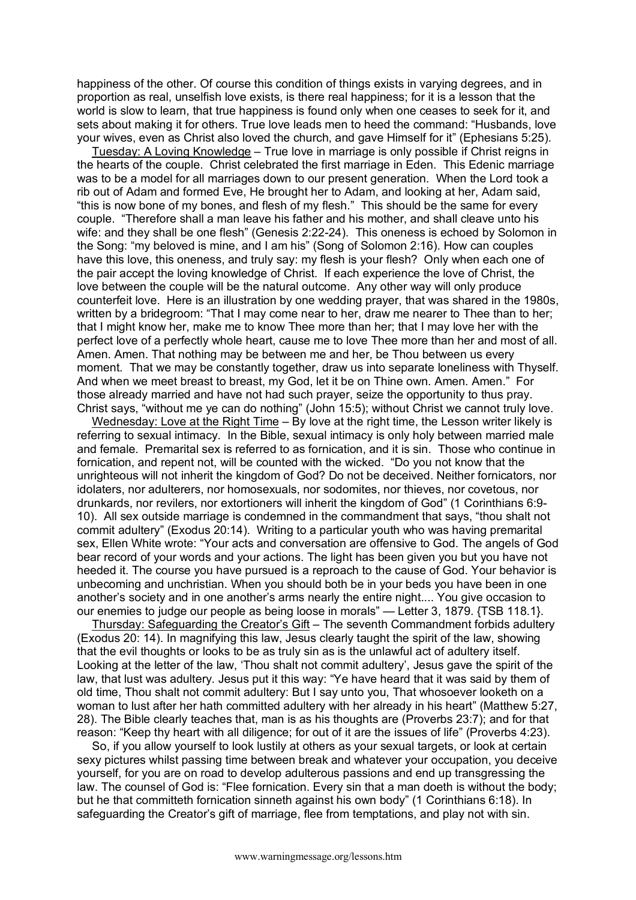happiness of the other. Of course this condition of things exists in varying degrees, and in proportion as real, unselfish love exists, is there real happiness; for it is a lesson that the world is slow to learn, that true happiness is found only when one ceases to seek for it, and sets about making it for others. True love leads men to heed the command: "Husbands, love your wives, even as Christ also loved the church, and gave Himself for it" (Ephesians 5:25).

<u>Tuesday: A Loving Knowledge</u> – True love in marriage is only possible if Christ reigns in the hearts of the couple. Christ celebrated the first marriage in Eden. This Edenic marriage was to be a model for all marriages down to our present generation. When the Lord took a rib out of Adam and formed Eve, He brought her to Adam, and looking at her, Adam said, "this is now bone of my bones, and flesh of my flesh." This should be the same for every couple. "Therefore shall a man leave his father and his mother, and shall cleave unto his wife: and they shall be one flesh" (Genesis 2:22-24). This oneness is echoed by Solomon in the Song: "my beloved is mine, and I am his" (Song of Solomon 2:16). How can couples have this love, this oneness, and truly say: my flesh is your flesh? Only when each one of the pair accept the loving knowledge of Christ. If each experience the love of Christ, the love between the couple will be the natural outcome. Any other way will only produce counterfeit love. Here is an illustration by one wedding prayer, that was shared in the 1980s, written by a bridegroom: "That I may come near to her, draw me nearer to Thee than to her; that I might know her, make me to know Thee more than her; that I may love her with the perfect love of a perfectly whole heart, cause me to love Thee more than her and most of all. Amen. Amen. That nothing may be between me and her, be Thou between us every moment. That we may be constantly together, draw us into separate loneliness with Thyself. And when we meet breast to breast, my God, let it be on Thine own. Amen. Amen." For those already married and have not had such prayer, seize the opportunity to thus pray. Christ says, "without me ye can do nothing" (John 15:5); without Christ we cannot truly love.

<u>Wednesday: Love at the Right Time</u> – By love at the right time, the Lesson writer likely is referring to sexual intimacy. In the Bible, sexual intimacy is only holy between married male and female. Premarital sex is referred to as fornication, and it is sin. Those who continue in fornication, and repent not, will be counted with the wicked. "Do you not know that the unrighteous will not inherit the kingdom of God? Do not be deceived. Neither fornicators, nor idolaters, nor adulterers, nor homosexuals, nor sodomites, nor thieves, nor covetous, nor drunkards, nor revilers, nor extortioners will inherit the kingdom of God" (1 Corinthians 6:9-10). All sex outside marriage is condemned in the commandment that says, "thou shalt not commit adultery" (Exodus 20:14). Writing to a particular youth who was having premarital sex, Ellen White wrote: "Your acts and conversation are offensive to God. The angels of God bear record of your words and your actions. The light has been given you but you have not heeded it. The course you have pursued is a reproach to the cause of God. Your behavior is unbecoming and unchristian. When you should both be in your beds you have been in one another's society and in one another's arms nearly the entire night.... You give occasion to our enemies to judge our people as being loose in morals" — Letter 3, 1879. {TSB 118.1}.

<u>Thursday: Safeguarding the Creator's Gift</u> – The seventh Commandment forbids adultery (Exodus 20: 14). In magnifying this law, Jesus clearly taught the spirit of the law, showing that the evil thoughts or looks to be as truly sin as is the unlawful act of adultery itself. Looking at the letter of the law, 'Thou shalt not commit adultery', Jesus gave the spirit of the law, that lust was adultery. Jesus put it this way: "Ye have heard that it was said by them of old time, Thou shalt not commit adultery: But I say unto you, That whosoever looketh on a woman to lust after her hath committed adultery with her already in his heart" (Matthew 5:27, 28). The Bible clearly teaches that, man is as his thoughts are (Proverbs 23:7); and for that reason: "Keep thy heart with all diligence; for out of it are the issues of life" (Proverbs 4:23).

So, if you allow yourself to look lustily at others as your sexual targets, or look at certain sexy pictures whilst passing time between break and whatever your occupation, you deceive yourself, for you are on road to develop adulterous passions and end up transgressing the law. The counsel of God is: "Flee fornication. Every sin that a man doeth is without the body; but he that committeth fornication sinneth against his own body" (1 Corinthians 6:18). In safeguarding the Creator's gift of marriage, flee from temptations, and play not with sin.

www.warningmessage.org/lessons.htm